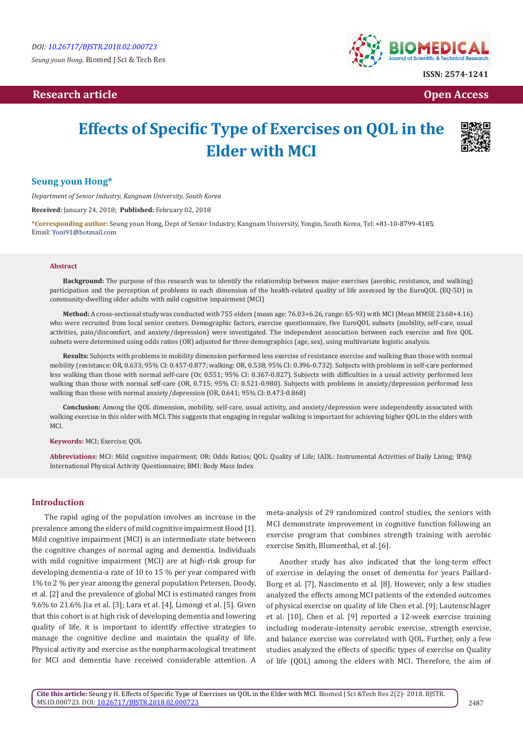DOI: 10.26717/BJSTR.2018.02.000723

Seung youn Hong. Biomed J Sci & Tech Res

ISSN: 2574-1241

Research article

Open Access

# Effects of Specific Type of Exercises on QOL in the Elder with MCI

## Seung youn Hong*

*Department of Senior Industry, Kangnam University, South Korea*

**Received:** January 24, 2018; **Published:** February 02, 2018

***Corresponding author:** Seung youn Hong, Dept of Senior Industry, Kangnam University, Yongin, South Korea, Tel: +81-10-8799-4185; Email: Yoni91@hotmail.com

### Abstract

**Background:** The purpose of this research was to identify the relationship between major exercises (aerobic, resistance, and walking) participation and the perception of problems in each dimension of the health-related quality of life assessed by the EuroQOL (EQ-5D) in community-dwelling older adults with mild cognitive impairment (MCI)

**Method:** A cross-sectional study was conducted with 755 elders (mean age: 76.03+6.26, range: 65-93) with MCI (Mean MMSE 23.68+4.16) who were recruited from local senior centers. Demographic factors, exercise questionnaire, five EuroQOL subsets (mobility, self-care, usual activities, pain/discomfort, and anxiety/depression) were investigated. The independent association between each exercise and five QOL subsets were determined using odds ratios (OR) adjusted for three demographics (age, sex), using multivariate logistic analysis.

**Results:** Subjects with problems in mobility dimension performed less exercise of resistance exercise and walking than those with normal mobility (resistance: OR, 0.633; 95% CI: 0.457-0.877; walking: OR, 0.538; 95% CI: 0.396-0.732). Subjects with problems in self-care performed less walking than those with normal self-care (Or, 0.551; 95% CI: 0.367-0.827). Subjects with difficulties in a usual activity performed less walking than those with normal self-care (OR, 0.715; 95% CI: 0.521-0.980). Subjects with problems in anxiety/depression performed less walking than those with normal anxiety/depression (OR, 0.641; 95% CI: 0.473-0.868)

**Conclusion:** Among the QOL dimension, mobility, self-care, usual activity, and anxiety/depression were independently associated with walking exercise in this older with MCI. This suggests that engaging in regular walking is important for achieving higher QOL in the elders with MCI.

**Keywords:** MCI; Exercise; QOL

**Abbreviations:** MCI: Mild cognitive impairment; OR: Odds Ratios; QOL: Quality of Life; IADL: Instrumental Activities of Daily Living; IPAQ: International Physical Activity Questionnaire; BMI: Body Mass Index

## Introduction

The rapid aging of the population involves an increase in the prevalence among the elders of mild cognitive impairment Hood [1]. Mild cognitive impairment (MCI) is an intermediate state between the cognitive changes of normal aging and dementia. Individuals with mild cognitive impairment (MCI) are at high-risk group for developing dementia-a rate of 10 to 15 % per year compared with 1% to 2 % per year among the general population Petersen, Doody, et al. [2] and the prevalence of global MCI is estimated ranges from 9.6% to 21.6% Jia et al. [3]; Lara et al. [4], Limongi et al. [5]. Given that this cohort is at high risk of developing dementia and lowering quality of life, it is important to identify effective strategies to manage the cognitive decline and maintain the quality of life. Physical activity and exercise as the nonpharmacological treatment for MCI and dementia have received considerable attention. A meta-analysis of 29 randomized control studies, the seniors with MCI demonstrate improvement in cognitive function following an exercise program that combines strength training with aerobic exercise Smith, Blumenthal, et al. [6].

Another study has also indicated that the long-term effect of exercise in delaying the onset of dementia for years Paillard-Borg et al. [7], Nascimento et al. [8]. However, only a few studies analyzed the effects among MCI patients of the extended outcomes of physical exercise on quality of life Chen et al. [9]; Lautenschlager et al. [10], Chen et al. [9] reported a 12-week exercise training including moderate-intensity aerobic exercise, strength exercise, and balance exercise was correlated with QOL. Further, only a few studies analyzed the effects of specific types of exercise on Quality of life (QOL) among the elders with MCI. Therefore, the aim of

**Cite this article:** Seung y H. Effects of Specific Type of Exercises on QOL in the Elder with MCI. Biomed J Sci &Tech Res 2(2)- 2018. BJSTR. MS.ID.000723. DOI: 10.26717/BJSTR.2018.02.000723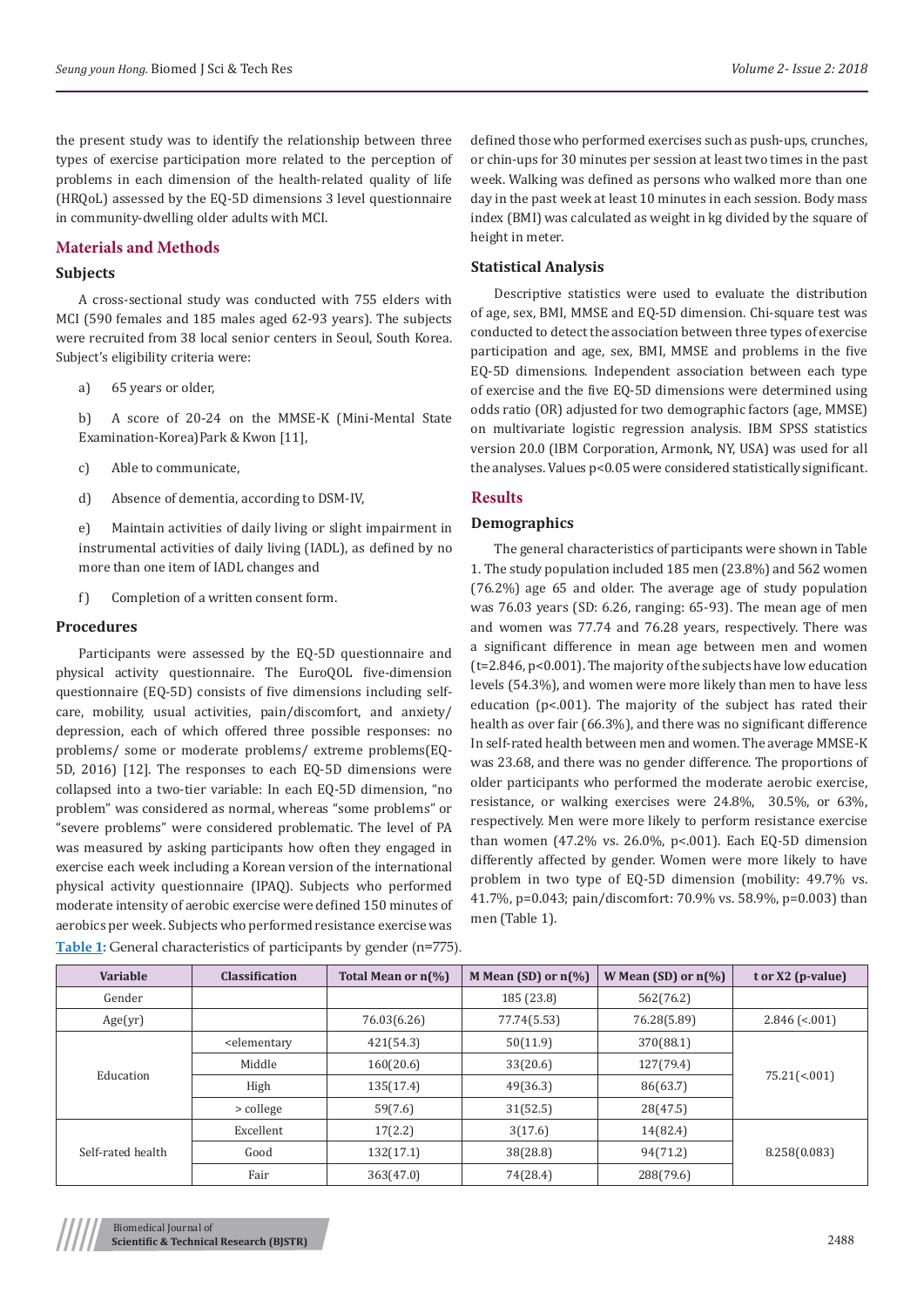the present study was to identify the relationship between three types of exercise participation more related to the perception of problems in each dimension of the health-related quality of life (HRQoL) assessed by the EQ-5D dimensions 3 level questionnaire in community-dwelling older adults with MCI.

## Materials and Methods

### Subjects

A cross-sectional study was conducted with 755 elders with MCI (590 females and 185 males aged 62-93 years). The subjects were recruited from 38 local senior centers in Seoul, South Korea. Subject's eligibility criteria were:

a) 65 years or older,

b) A score of 20-24 on the MMSE-K (Mini-Mental State Examination-Korea)Park & Kwon [11],

c) Able to communicate,

d) Absence of dementia, according to DSM-IV,

e) Maintain activities of daily living or slight impairment in instrumental activities of daily living (IADL), as defined by no more than one item of IADL changes and

f) Completion of a written consent form.

### Procedures

Participants were assessed by the EQ-5D questionnaire and physical activity questionnaire. The EuroQOL five-dimension questionnaire (EQ-5D) consists of five dimensions including self-care, mobility, usual activities, pain/discomfort, and anxiety/depression, each of which offered three possible responses: no problems/ some or moderate problems/ extreme problems(EQ-5D, 2016) [12]. The responses to each EQ-5D dimensions were collapsed into a two-tier variable: In each EQ-5D dimension, "no problem" was considered as normal, whereas "some problems" or "severe problems" were considered problematic. The level of PA was measured by asking participants how often they engaged in exercise each week including a Korean version of the international physical activity questionnaire (IPAQ). Subjects who performed moderate intensity of aerobic exercise were defined 150 minutes of aerobics per week. Subjects who performed resistance exercise was defined those who performed exercises such as push-ups, crunches, or chin-ups for 30 minutes per session at least two times in the past week. Walking was defined as persons who walked more than one day in the past week at least 10 minutes in each session. Body mass index (BMI) was calculated as weight in kg divided by the square of height in meter.

### Statistical Analysis

Descriptive statistics were used to evaluate the distribution of age, sex, BMI, MMSE and EQ-5D dimension. Chi-square test was conducted to detect the association between three types of exercise participation and age, sex, BMI, MMSE and problems in the five EQ-5D dimensions. Independent association between each type of exercise and the five EQ-5D dimensions were determined using odds ratio (OR) adjusted for two demographic factors (age, MMSE) on multivariate logistic regression analysis. IBM SPSS statistics version 20.0 (IBM Corporation, Armonk, NY, USA) was used for all the analyses. Values $p<0.05$ were considered statistically significant.

## Results

### Demographics

The general characteristics of participants were shown in Table 1. The study population included 185 men (23.8%) and 562 women (76.2%) age 65 and older. The average age of study population was 76.03 years (SD: 6.26, ranging: 65-93). The mean age of men and women was 77.74 and 76.28 years, respectively. There was a significant difference in mean age between men and women ($t=2.846$, $p<0.001$). The majority of the subjects have low education levels (54.3%), and women were more likely than men to have less education ($p<.001$). The majority of the subject has rated their health as over fair (66.3%), and there was no significant difference In self-rated health between men and women. The average MMSE-K was 23.68, and there was no gender difference. The proportions of older participants who performed the moderate aerobic exercise, resistance, or walking exercises were 24.8%, 30.5%, or 63%, respectively. Men were more likely to perform resistance exercise than women (47.2% vs. 26.0%, $p<.001$). Each EQ-5D dimension differently affected by gender. Women were more likely to have problem in two type of EQ-5D dimension (mobility: 49.7% vs. 41.7%, $p=0.043$; pain/discomfort: 70.9% vs. 58.9%, $p=0.003$) than men (Table 1).

**Table 1:** General characteristics of participants by gender (n=775).

| Variable | Classification | Total Mean or n(%) | M Mean (SD) or n(%) | W Mean (SD) or n(%) | t or X2 (p-value) |
|---|---|---|---|---|---|
| Gender | | | 185 (23.8) | 562(76.2) | |
| Age(yr) | | 76.03(6.26) | 77.74(5.53) | 76.28(5.89) | 2.846 (<.001) |
| Education | <elementary | 421(54.3) | 50(11.9) | 370(88.1) | 75.21(<.001) |
| | Middle | 160(20.6) | 33(20.6) | 127(79.4) | |
| | High | 135(17.4) | 49(36.3) | 86(63.7) | |
| | > college | 59(7.6) | 31(52.5) | 28(47.5) | |
| Self-rated health | Excellent | 17(2.2) | 3(17.6) | 14(82.4) | 8.258(0.083) |
| | Good | 132(17.1) | 38(28.8) | 94(71.2) | |
| | Fair | 363(47.0) | 74(28.4) | 288(79.6) | |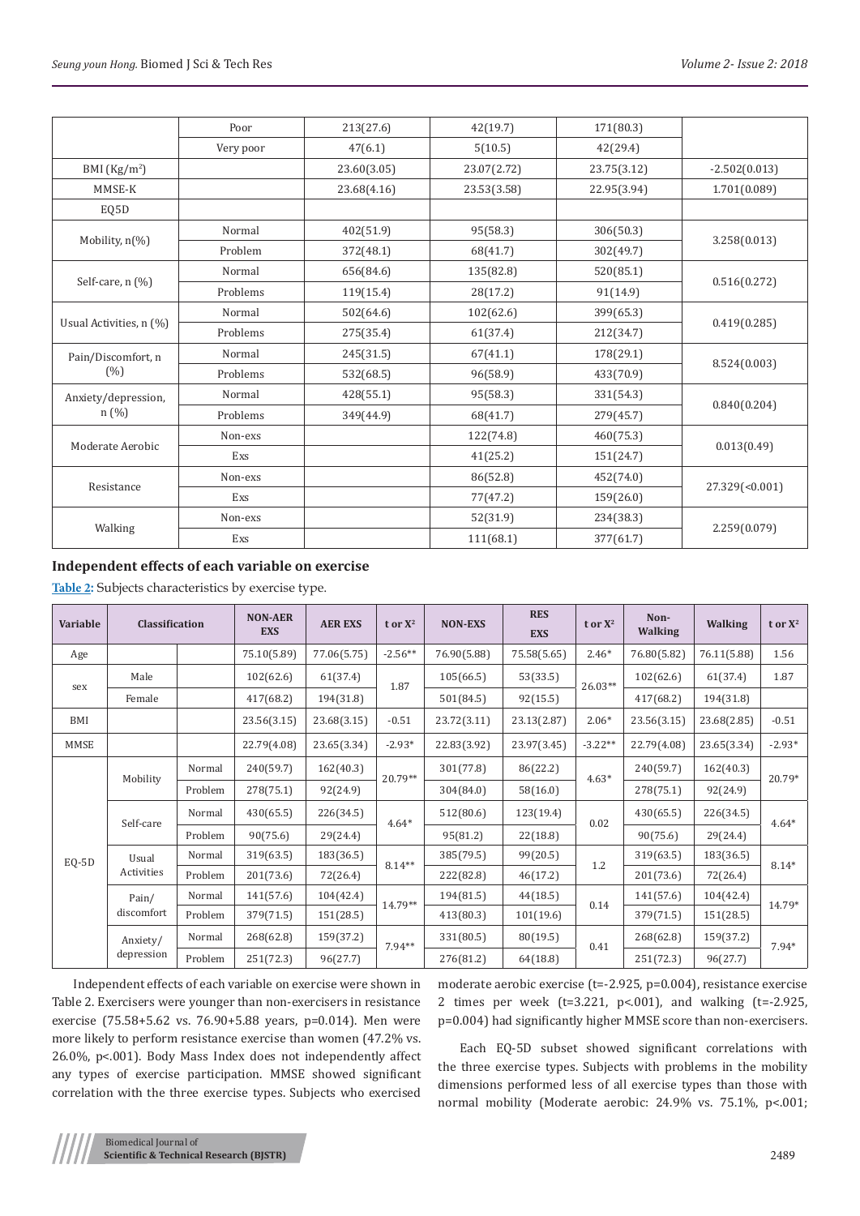|  |  |  |  |  |  |
|---|---|---|---|---|---|
|  | Poor | 213(27.6) | 42(19.7) | 171(80.3) |  |
|  | Very poor | 47(6.1) | 5(10.5) | 42(29.4) |  |
| BMI (Kg/m$^2$) |  | 23.60(3.05) | 23.07(2.72) | 23.75(3.12) | -2.502(0.013) |
| MMSE-K |  | 23.68(4.16) | 23.53(3.58) | 22.95(3.94) | 1.701(0.089) |
| EQ5D |  |  |  |  |  |
| Mobility, n(%) | Normal | 402(51.9) | 95(58.3) | 306(50.3) | 3.258(0.013) |
|  | Problem | 372(48.1) | 68(41.7) | 302(49.7) |  |
| Self-care, n (%) | Normal | 656(84.6) | 135(82.8) | 520(85.1) | 0.516(0.272) |
|  | Problems | 119(15.4) | 28(17.2) | 91(14.9) |  |
| Usual Activities, n (%) | Normal | 502(64.6) | 102(62.6) | 399(65.3) | 0.419(0.285) |
|  | Problems | 275(35.4) | 61(37.4) | 212(34.7) |  |
| Pain/Discomfort, n (%) | Normal | 245(31.5) | 67(41.1) | 178(29.1) | 8.524(0.003) |
|  | Problems | 532(68.5) | 96(58.9) | 433(70.9) |  |
| Anxiety/depression, n (%) | Normal | 428(55.1) | 95(58.3) | 331(54.3) | 0.840(0.204) |
|  | Problems | 349(44.9) | 68(41.7) | 279(45.7) |  |
| Moderate Aerobic | Non-exs |  | 122(74.8) | 460(75.3) | 0.013(0.49) |
|  | Exs |  | 41(25.2) | 151(24.7) |  |
| Resistance | Non-exs |  | 86(52.8) | 452(74.0) | 27.329(<0.001) |
|  | Exs |  | 77(47.2) | 159(26.0) |  |
| Walking | Non-exs |  | 52(31.9) | 234(38.3) | 2.259(0.079) |
|  | Exs |  | 111(68.1) | 377(61.7) |  |

## Independent effects of each variable on exercise

**Table 2:** Subjects characteristics by exercise type.

| Variable | Classification |  | NON-AER EXS | AER EXS | t or $X^2$ | NON-EXS | RES EXS | t or $X^2$ | Non-Walking | Walking | t or $X^2$ |
|---|---|---|---|---|---|---|---|---|---|---|---|
| Age |  |  | 75.10(5.89) | 77.06(5.75) | -2.56** | 76.90(5.88) | 75.58(5.65) | 2.46* | 76.80(5.82) | 76.11(5.88) | 1.56 |
| sex | Male |  | 102(62.6) | 61(37.4) | 1.87 | 105(66.5) | 53(33.5) | 26.03** | 102(62.6) | 61(37.4) | 1.87 |
|  | Female |  | 417(68.2) | 194(31.8) |  | 501(84.5) | 92(15.5) |  | 417(68.2) | 194(31.8) |  |
| BMI |  |  | 23.56(3.15) | 23.68(3.15) | -0.51 | 23.72(3.11) | 23.13(2.87) | 2.06* | 23.56(3.15) | 23.68(2.85) | -0.51 |
| MMSE |  |  | 22.79(4.08) | 23.65(3.34) | -2.93* | 22.83(3.92) | 23.97(3.45) | -3.22** | 22.79(4.08) | 23.65(3.34) | -2.93* |
| EQ-5D | Mobility | Normal | 240(59.7) | 162(40.3) | 20.79** | 301(77.8) | 86(22.2) | 4.63* | 240(59.7) | 162(40.3) | 20.79* |
|  |  | Problem | 278(75.1) | 92(24.9) |  | 304(84.0) | 58(16.0) |  | 278(75.1) | 92(24.9) |  |
|  | Self-care | Normal | 430(65.5) | 226(34.5) | 4.64* | 512(80.6) | 123(19.4) | 0.02 | 430(65.5) | 226(34.5) | 4.64* |
|  |  | Problem | 90(75.6) | 29(24.4) |  | 95(81.2) | 22(18.8) |  | 90(75.6) | 29(24.4) |  |
|  | Usual Activities | Normal | 319(63.5) | 183(36.5) | 8.14** | 385(79.5) | 99(20.5) | 1.2 | 319(63.5) | 183(36.5) | 8.14* |
|  |  | Problem | 201(73.6) | 72(26.4) |  | 222(82.8) | 46(17.2) |  | 201(73.6) | 72(26.4) |  |
|  | Pain/ discomfort | Normal | 141(57.6) | 104(42.4) | 14.79** | 194(81.5) | 44(18.5) | 0.14 | 141(57.6) | 104(42.4) | 14.79* |
|  |  | Problem | 379(71.5) | 151(28.5) |  | 413(80.3) | 101(19.6) |  | 379(71.5) | 151(28.5) |  |
|  | Anxiety/ depression | Normal | 268(62.8) | 159(37.2) | 7.94** | 331(80.5) | 80(19.5) | 0.41 | 268(62.8) | 159(37.2) | 7.94* |
|  |  | Problem | 251(72.3) | 96(27.7) |  | 276(81.2) | 64(18.8) |  | 251(72.3) | 96(27.7) |  |

Independent effects of each variable on exercise were shown in Table 2. Exercisers were younger than non-exercisers in resistance exercise (75.58+5.62 vs. 76.90+5.88 years, p=0.014). Men were more likely to perform resistance exercise than women (47.2% vs. 26.0%, p<.001). Body Mass Index does not independently affect any types of exercise participation. MMSE showed significant correlation with the three exercise types. Subjects who exercised moderate aerobic exercise (t=-2.925, p=0.004), resistance exercise 2 times per week (t=3.221, p<.001), and walking (t=-2.925, p=0.004) had significantly higher MMSE score than non-exercisers.

Each EQ-5D subset showed significant correlations with the three exercise types. Subjects with problems in the mobility dimensions performed less of all exercise types than those with normal mobility (Moderate aerobic: 24.9% vs. 75.1%, p<.001;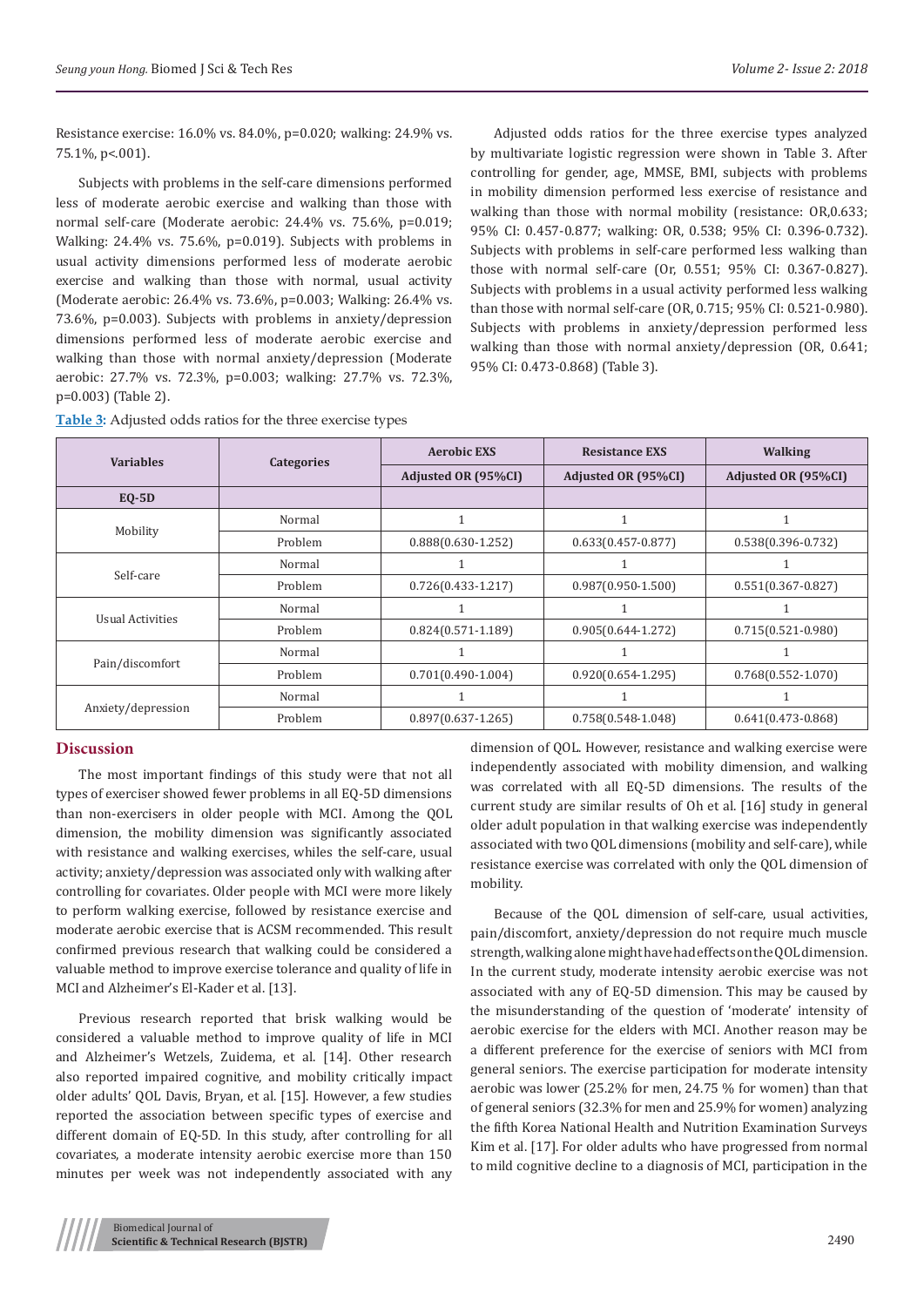Resistance exercise: 16.0% vs. 84.0%, p=0.020; walking: 24.9% vs. 75.1%, p<.001).

Subjects with problems in the self-care dimensions performed less of moderate aerobic exercise and walking than those with normal self-care (Moderate aerobic: 24.4% vs. 75.6%, p=0.019; Walking: 24.4% vs. 75.6%, p=0.019). Subjects with problems in usual activity dimensions performed less of moderate aerobic exercise and walking than those with normal, usual activity (Moderate aerobic: 26.4% vs. 73.6%, p=0.003; Walking: 26.4% vs. 73.6%, p=0.003). Subjects with problems in anxiety/depression dimensions performed less of moderate aerobic exercise and walking than those with normal anxiety/depression (Moderate aerobic: 27.7% vs. 72.3%, p=0.003; walking: 27.7% vs. 72.3%, p=0.003) (Table 2).

Adjusted odds ratios for the three exercise types analyzed by multivariate logistic regression were shown in Table 3. After controlling for gender, age, MMSE, BMI, subjects with problems in mobility dimension performed less exercise of resistance and walking than those with normal mobility (resistance: OR,0.633; 95% CI: 0.457-0.877; walking: OR, 0.538; 95% CI: 0.396-0.732). Subjects with problems in self-care performed less walking than those with normal self-care (Or, 0.551; 95% CI: 0.367-0.827). Subjects with problems in a usual activity performed less walking than those with normal self-care (OR, 0.715; 95% CI: 0.521-0.980). Subjects with problems in anxiety/depression performed less walking than those with normal anxiety/depression (OR, 0.641; 95% CI: 0.473-0.868) (Table 3).

**Table 3:** Adjusted odds ratios for the three exercise types

| Variables | Categories | Aerobic EXS | Resistance EXS | Walking |
|---|---|---|---|---|
| | | Adjusted OR (95%CI) | Adjusted OR (95%CI) | Adjusted OR (95%CI) |
| **EQ-5D** | | | | |
| Mobility | Normal | 1 | 1 | 1 |
| | Problem | 0.888(0.630-1.252) | 0.633(0.457-0.877) | 0.538(0.396-0.732) |
| Self-care | Normal | 1 | 1 | 1 |
| | Problem | 0.726(0.433-1.217) | 0.987(0.950-1.500) | 0.551(0.367-0.827) |
| Usual Activities | Normal | 1 | 1 | 1 |
| | Problem | 0.824(0.571-1.189) | 0.905(0.644-1.272) | 0.715(0.521-0.980) |
| Pain/discomfort | Normal | 1 | 1 | 1 |
| | Problem | 0.701(0.490-1.004) | 0.920(0.654-1.295) | 0.768(0.552-1.070) |
| Anxiety/depression | Normal | 1 | 1 | 1 |
| | Problem | 0.897(0.637-1.265) | 0.758(0.548-1.048) | 0.641(0.473-0.868) |

## Discussion

The most important findings of this study were that not all types of exerciser showed fewer problems in all EQ-5D dimensions than non-exercisers in older people with MCI. Among the QOL dimension, the mobility dimension was significantly associated with resistance and walking exercises, whiles the self-care, usual activity; anxiety/depression was associated only with walking after controlling for covariates. Older people with MCI were more likely to perform walking exercise, followed by resistance exercise and moderate aerobic exercise that is ACSM recommended. This result confirmed previous research that walking could be considered a valuable method to improve exercise tolerance and quality of life in MCI and Alzheimer's El-Kader et al. [13].

Previous research reported that brisk walking would be considered a valuable method to improve quality of life in MCI and Alzheimer's Wetzels, Zuidema, et al. [14]. Other research also reported impaired cognitive, and mobility critically impact older adults' QOL Davis, Bryan, et al. [15]. However, a few studies reported the association between specific types of exercise and different domain of EQ-5D. In this study, after controlling for all covariates, a moderate intensity aerobic exercise more than 150 minutes per week was not independently associated with any dimension of QOL. However, resistance and walking exercise were independently associated with mobility dimension, and walking was correlated with all EQ-5D dimensions. The results of the current study are similar results of Oh et al. [16] study in general older adult population in that walking exercise was independently associated with two QOL dimensions (mobility and self-care), while resistance exercise was correlated with only the QOL dimension of mobility.

Because of the QOL dimension of self-care, usual activities, pain/discomfort, anxiety/depression do not require much muscle strength, walking alone might have had effects on the QOL dimension. In the current study, moderate intensity aerobic exercise was not associated with any of EQ-5D dimension. This may be caused by the misunderstanding of the question of 'moderate' intensity of aerobic exercise for the elders with MCI. Another reason may be a different preference for the exercise of seniors with MCI from general seniors. The exercise participation for moderate intensity aerobic was lower (25.2% for men, 24.75 % for women) than that of general seniors (32.3% for men and 25.9% for women) analyzing the fifth Korea National Health and Nutrition Examination Surveys Kim et al. [17]. For older adults who have progressed from normal to mild cognitive decline to a diagnosis of MCI, participation in the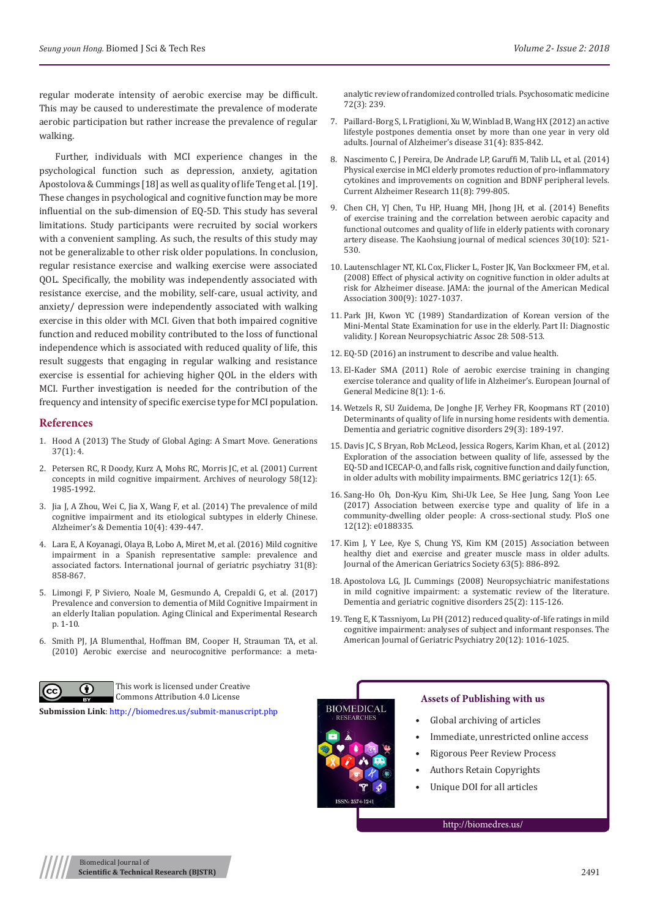regular moderate intensity of aerobic exercise may be difficult. This may be caused to underestimate the prevalence of moderate aerobic participation but rather increase the prevalence of regular walking.

Further, individuals with MCI experience changes in the psychological function such as depression, anxiety, agitation Apostolova & Cummings [18] as well as quality of life Teng et al. [19]. These changes in psychological and cognitive function may be more influential on the sub-dimension of EQ-5D. This study has several limitations. Study participants were recruited by social workers with a convenient sampling. As such, the results of this study may not be generalizable to other risk older populations. In conclusion, regular resistance exercise and walking exercise were associated QOL. Specifically, the mobility was independently associated with resistance exercise, and the mobility, self-care, usual activity, and anxiety/ depression were independently associated with walking exercise in this older with MCI. Given that both impaired cognitive function and reduced mobility contributed to the loss of functional independence which is associated with reduced quality of life, this result suggests that engaging in regular walking and resistance exercise is essential for achieving higher QOL in the elders with MCI. Further investigation is needed for the contribution of the frequency and intensity of specific exercise type for MCI population.

## References

1. Hood A (2013) The Study of Global Aging: A Smart Move. Generations 37(1): 4.
2. Petersen RC, R Doody, Kurz A, Mohs RC, Morris JC, et al. (2001) Current concepts in mild cognitive impairment. Archives of neurology 58(12): 1985-1992.
3. Jia J, A Zhou, Wei C, Jia X, Wang F, et al. (2014) The prevalence of mild cognitive impairment and its etiological subtypes in elderly Chinese. Alzheimer's & Dementia 10(4): 439-447.
4. Lara E, A Koyanagi, Olaya B, Lobo A, Miret M, et al. (2016) Mild cognitive impairment in a Spanish representative sample: prevalence and associated factors. International journal of geriatric psychiatry 31(8): 858-867.
5. Limongi F, P Siviero, Noale M, Gesmundo A, Crepaldi G, et al. (2017) Prevalence and conversion to dementia of Mild Cognitive Impairment in an elderly Italian population. Aging Clinical and Experimental Research p. 1-10.
6. Smith PJ, JA Blumenthal, Hoffman BM, Cooper H, Strauman TA, et al. (2010) Aerobic exercise and neurocognitive performance: a meta-analytic review of randomized controlled trials. Psychosomatic medicine 72(3): 239.
7. Paillard-Borg S, L Fratiglioni, Xu W, Winblad B, Wang HX (2012) an active lifestyle postpones dementia onset by more than one year in very old adults. Journal of Alzheimer's disease 31(4): 835-842.
8. Nascimento C, J Pereira, De Andrade LP, Garuffi M, Talib LL, et al. (2014) Physical exercise in MCI elderly promotes reduction of pro-inflammatory cytokines and improvements on cognition and BDNF peripheral levels. Current Alzheimer Research 11(8): 799-805.
9. Chen CH, YJ Chen, Tu HP, Huang MH, Jhong JH, et al. (2014) Benefits of exercise training and the correlation between aerobic capacity and functional outcomes and quality of life in elderly patients with coronary artery disease. The Kaohsiung journal of medical sciences 30(10): 521-530.
10. Lautenschlager NT, KL Cox, Flicker L, Foster JK, Van Bockxmeer FM, et al. (2008) Effect of physical activity on cognitive function in older adults at risk for Alzheimer disease. JAMA: the journal of the American Medical Association 300(9): 1027-1037.
11. Park JH, Kwon YC (1989) Standardization of Korean version of the Mini-Mental State Examination for use in the elderly. Part II: Diagnostic validity. J Korean Neuropsychiatric Assoc 28: 508-513.
12. EQ-5D (2016) an instrument to describe and value health.
13. El-Kader SMA (2011) Role of aerobic exercise training in changing exercise tolerance and quality of life in Alzheimer's. European Journal of General Medicine 8(1): 1-6.
14. Wetzels R, SU Zuidema, De Jonghe JF, Verhey FR, Koopmans RT (2010) Determinants of quality of life in nursing home residents with dementia. Dementia and geriatric cognitive disorders 29(3): 189-197.
15. Davis JC, S Bryan, Rob McLeod, Jessica Rogers, Karim Khan, et al. (2012) Exploration of the association between quality of life, assessed by the EQ-5D and ICECAP-O, and falls risk, cognitive function and daily function, in older adults with mobility impairments. BMC geriatrics 12(1): 65.
16. Sang-Ho Oh, Don-Kyu Kim, Shi-Uk Lee, Se Hee Jung, Sang Yoon Lee (2017) Association between exercise type and quality of life in a community-dwelling older people: A cross-sectional study. PloS one 12(12): e0188335.
17. Kim J, Y Lee, Kye S, Chung YS, Kim KM (2015) Association between healthy diet and exercise and greater muscle mass in older adults. Journal of the American Geriatrics Society 63(5): 886-892.
18. Apostolova LG, JL Cummings (2008) Neuropsychiatric manifestations in mild cognitive impairment: a systematic review of the literature. Dementia and geriatric cognitive disorders 25(2): 115-126.
19. Teng E, K Tassniyom, Lu PH (2012) reduced quality-of-life ratings in mild cognitive impairment: analyses of subject and informant responses. The American Journal of Geriatric Psychiatry 20(12): 1016-1025.

This work is licensed under Creative Commons Attribution 4.0 License

**Submission Link**: http://biomedres.us/submit-manuscript.php

### Assets of Publishing with us

- Global archiving of articles
- Immediate, unrestricted online access
- Rigorous Peer Review Process
- Authors Retain Copyrights
- Unique DOI for all articles

http://biomedres.us/